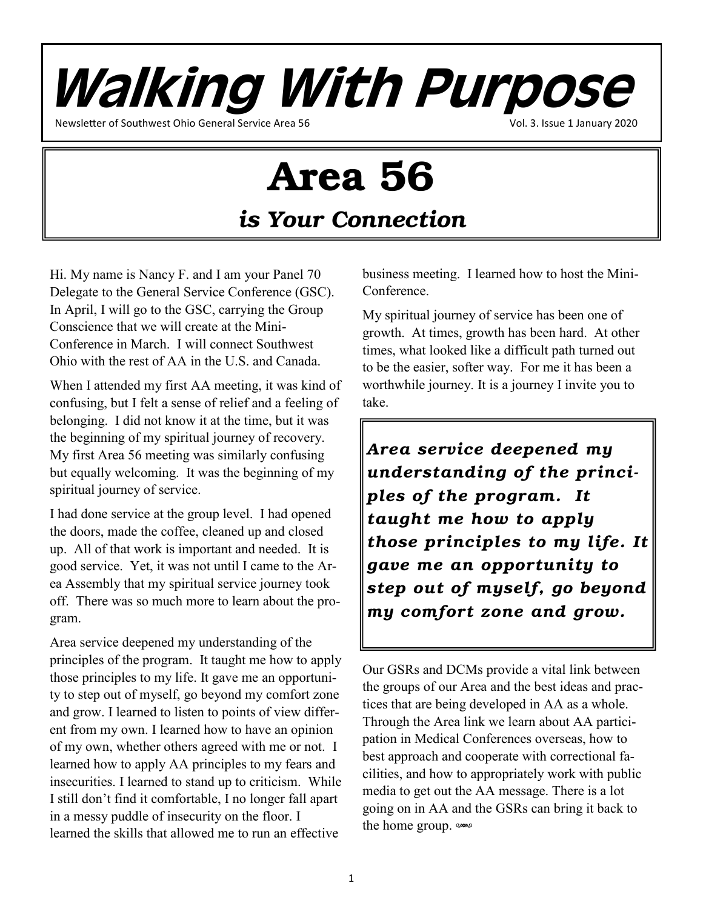# Walking With Purpose

Newsletter of Southwest Ohio General Service Area 56 — Vol. 3. Issue 1 January 2020

# Area 56

## *is Your Connection*

Hi. My name is Nancy F. and I am your Panel 70 Delegate to the General Service Conference (GSC). In April, I will go to the GSC, carrying the Group Conscience that we will create at the Mini-Conference in March. I will connect Southwest Ohio with the rest of AA in the U.S. and Canada.

When I attended my first AA meeting, it was kind of confusing, but I felt a sense of relief and a feeling of belonging. I did not know it at the time, but it was the beginning of my spiritual journey of recovery. My first Area 56 meeting was similarly confusing but equally welcoming. It was the beginning of my spiritual journey of service.

I had done service at the group level. I had opened the doors, made the coffee, cleaned up and closed up. All of that work is important and needed. It is good service. Yet, it was not until I came to the Area Assembly that my spiritual service journey took off. There was so much more to learn about the program.

Area service deepened my understanding of the principles of the program. It taught me how to apply those principles to my life. It gave me an opportunity to step out of myself, go beyond my comfort zone and grow. I learned to listen to points of view different from my own. I learned how to have an opinion of my own, whether others agreed with me or not. I learned how to apply AA principles to my fears and insecurities. I learned to stand up to criticism. While I still don't find it comfortable, I no longer fall apart in a messy puddle of insecurity on the floor. I learned the skills that allowed me to run an effective business meeting. I learned how to host the Mini-Conference.

My spiritual journey of service has been one of growth. At times, growth has been hard. At other times, what looked like a difficult path turned out to be the easier, softer way. For me it has been a worthwhile journey. It is a journey I invite you to take.

> ***Area service deepened my understanding of the principles of the program. It taught me how to apply those principles to my life. It gave me an opportunity to step out of myself, go beyond my comfort zone and grow.***

Our GSRs and DCMs provide a vital link between the groups of our Area and the best ideas and practices that are being developed in AA as a whole. Through the Area link we learn about AA participation in Medical Conferences overseas, how to best approach and cooperate with correctional facilities, and how to appropriately work with public media to get out the AA message. There is a lot going on in AA and the GSRs can bring it back to the home group.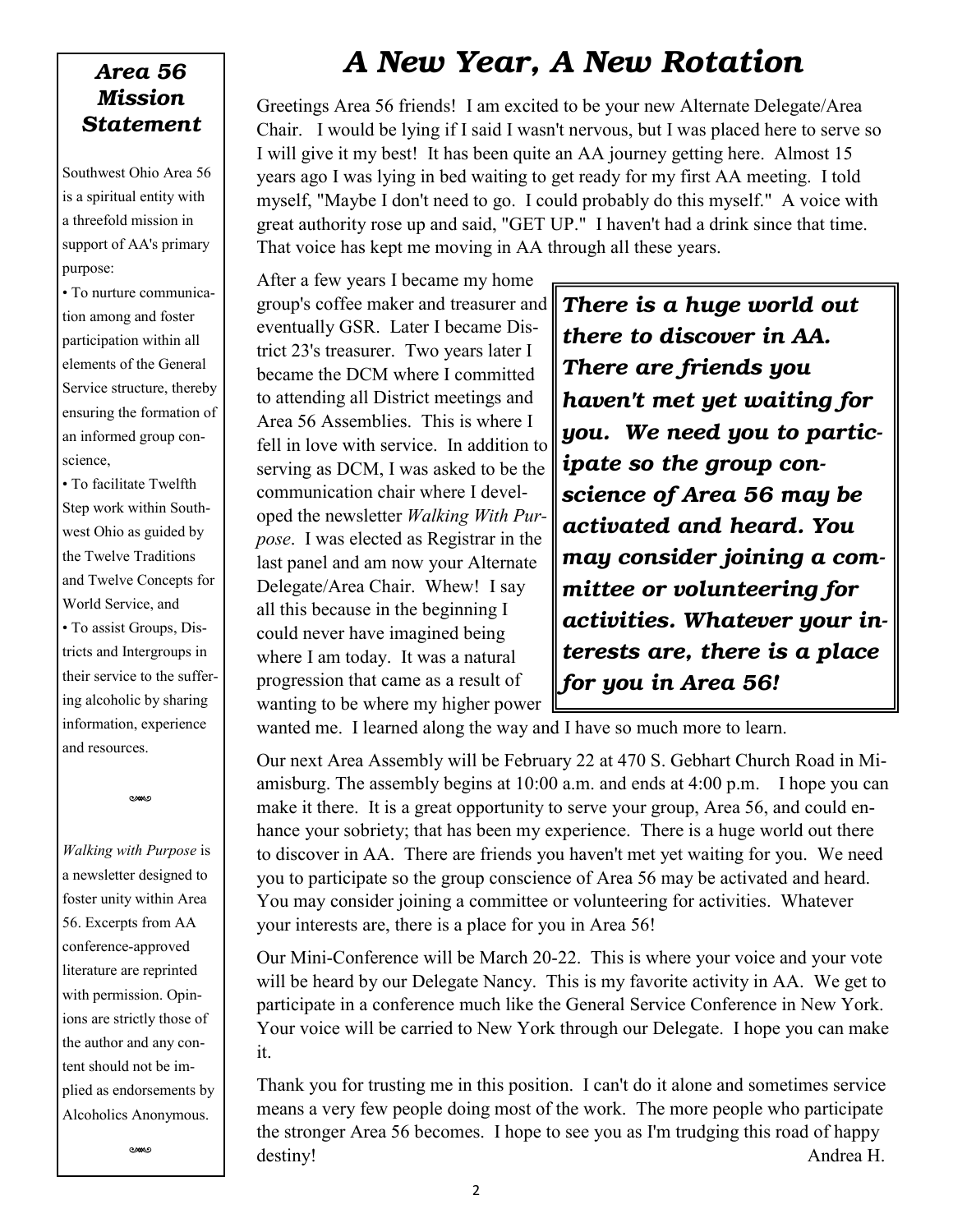### *Area 56 Mission Statement*

Southwest Ohio Area 56 is a spiritual entity with a threefold mission in support of AA's primary purpose:

- To nurture communication among and foster participation within all elements of the General Service structure, thereby ensuring the formation of an informed group conscience,
- To facilitate Twelfth Step work within Southwest Ohio as guided by the Twelve Traditions and Twelve Concepts for World Service, and
- To assist Groups, Districts and Intergroups in their service to the suffering alcoholic by sharing information, experience and resources.

*Walking with Purpose* is a newsletter designed to foster unity within Area 56. Excerpts from AA conference-approved literature are reprinted with permission. Opinions are strictly those of the author and any content should not be implied as endorsements by Alcoholics Anonymous.

# *A New Year, A New Rotation*

Greetings Area 56 friends! I am excited to be your new Alternate Delegate/Area Chair. I would be lying if I said I wasn't nervous, but I was placed here to serve so I will give it my best! It has been quite an AA journey getting here. Almost 15 years ago I was lying in bed waiting to get ready for my first AA meeting. I told myself, "Maybe I don't need to go. I could probably do this myself." A voice with great authority rose up and said, "GET UP." I haven't had a drink since that time. That voice has kept me moving in AA through all these years.

After a few years I became my home group's coffee maker and treasurer and eventually GSR. Later I became District 23's treasurer. Two years later I became the DCM where I committed to attending all District meetings and Area 56 Assemblies. This is where I fell in love with service. In addition to serving as DCM, I was asked to be the communication chair where I developed the newsletter *Walking With Purpose*. I was elected as Registrar in the last panel and am now your Alternate Delegate/Area Chair. Whew! I say all this because in the beginning I could never have imagined being where I am today. It was a natural progression that came as a result of wanting to be where my higher power wanted me. I learned along the way and I have so much more to learn.

> ***There is a huge world out there to discover in AA. There are friends you haven't met yet waiting for you. We need you to participate so the group conscience of Area 56 may be activated and heard. You may consider joining a committee or volunteering for activities. Whatever your interests are, there is a place for you in Area 56!***

Our next Area Assembly will be February 22 at 470 S. Gebhart Church Road in Miamisburg. The assembly begins at 10:00 a.m. and ends at 4:00 p.m. I hope you can make it there. It is a great opportunity to serve your group, Area 56, and could enhance your sobriety; that has been my experience. There is a huge world out there to discover in AA. There are friends you haven't met yet waiting for you. We need you to participate so the group conscience of Area 56 may be activated and heard. You may consider joining a committee or volunteering for activities. Whatever your interests are, there is a place for you in Area 56!

Our Mini-Conference will be March 20-22. This is where your voice and your vote will be heard by our Delegate Nancy. This is my favorite activity in AA. We get to participate in a conference much like the General Service Conference in New York. Your voice will be carried to New York through our Delegate. I hope you can make it.

Thank you for trusting me in this position. I can't do it alone and sometimes service means a very few people doing most of the work. The more people who participate the stronger Area 56 becomes. I hope to see you as I'm trudging this road of happy destiny!

Andrea H.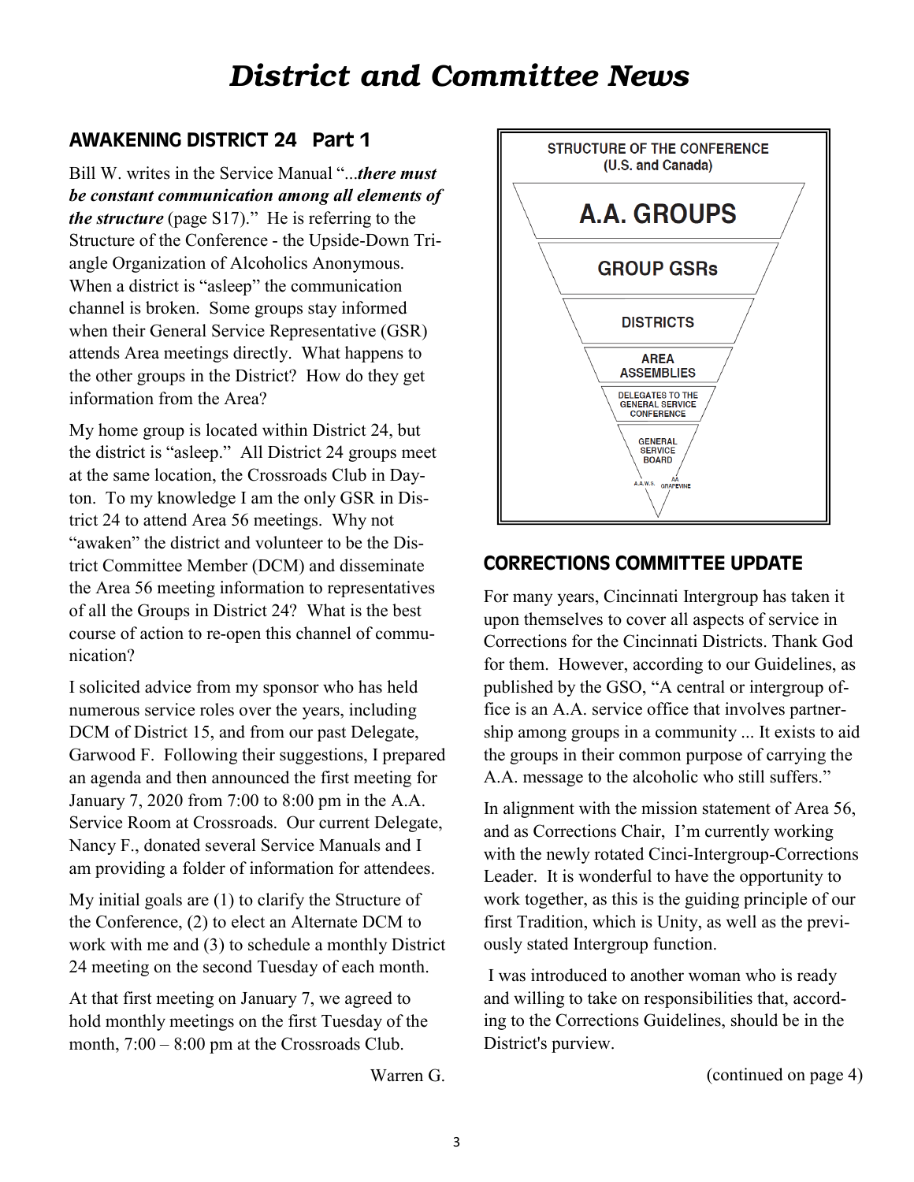# District and Committee News

## AWAKENING DISTRICT 24 Part 1

Bill W. writes in the Service Manual "...***there must be constant communication among all elements of the structure*** (page S17)." He is referring to the Structure of the Conference - the Upside-Down Triangle Organization of Alcoholics Anonymous. When a district is "asleep" the communication channel is broken. Some groups stay informed when their General Service Representative (GSR) attends Area meetings directly. What happens to the other groups in the District? How do they get information from the Area?

My home group is located within District 24, but the district is "asleep." All District 24 groups meet at the same location, the Crossroads Club in Dayton. To my knowledge I am the only GSR in District 24 to attend Area 56 meetings. Why not "awaken" the district and volunteer to be the District Committee Member (DCM) and disseminate the Area 56 meeting information to representatives of all the Groups in District 24? What is the best course of action to re-open this channel of communication?

I solicited advice from my sponsor who has held numerous service roles over the years, including DCM of District 15, and from our past Delegate, Garwood F. Following their suggestions, I prepared an agenda and then announced the first meeting for January 7, 2020 from 7:00 to 8:00 pm in the A.A. Service Room at Crossroads. Our current Delegate, Nancy F., donated several Service Manuals and I am providing a folder of information for attendees.

My initial goals are (1) to clarify the Structure of the Conference, (2) to elect an Alternate DCM to work with me and (3) to schedule a monthly District 24 meeting on the second Tuesday of each month.

At that first meeting on January 7, we agreed to hold monthly meetings on the first Tuesday of the month, 7:00 – 8:00 pm at the Crossroads Club.

Warren G.

STRUCTURE OF THE CONFERENCE (U.S. and Canada)

- A.A. GROUPS
- GROUP GSRs
- DISTRICTS
- AREA ASSEMBLIES
- DELEGATES TO THE GENERAL SERVICE CONFERENCE
- GENERAL SERVICE BOARD
- A.A.W.S. / AA GRAPEVINE

## CORRECTIONS COMMITTEE UPDATE

For many years, Cincinnati Intergroup has taken it upon themselves to cover all aspects of service in Corrections for the Cincinnati Districts. Thank God for them. However, according to our Guidelines, as published by the GSO, "A central or intergroup office is an A.A. service office that involves partnership among groups in a community ... It exists to aid the groups in their common purpose of carrying the A.A. message to the alcoholic who still suffers."

In alignment with the mission statement of Area 56, and as Corrections Chair, I'm currently working with the newly rotated Cinci-Intergroup-Corrections Leader. It is wonderful to have the opportunity to work together, as this is the guiding principle of our first Tradition, which is Unity, as well as the previously stated Intergroup function.

I was introduced to another woman who is ready and willing to take on responsibilities that, according to the Corrections Guidelines, should be in the District's purview.

(continued on page 4)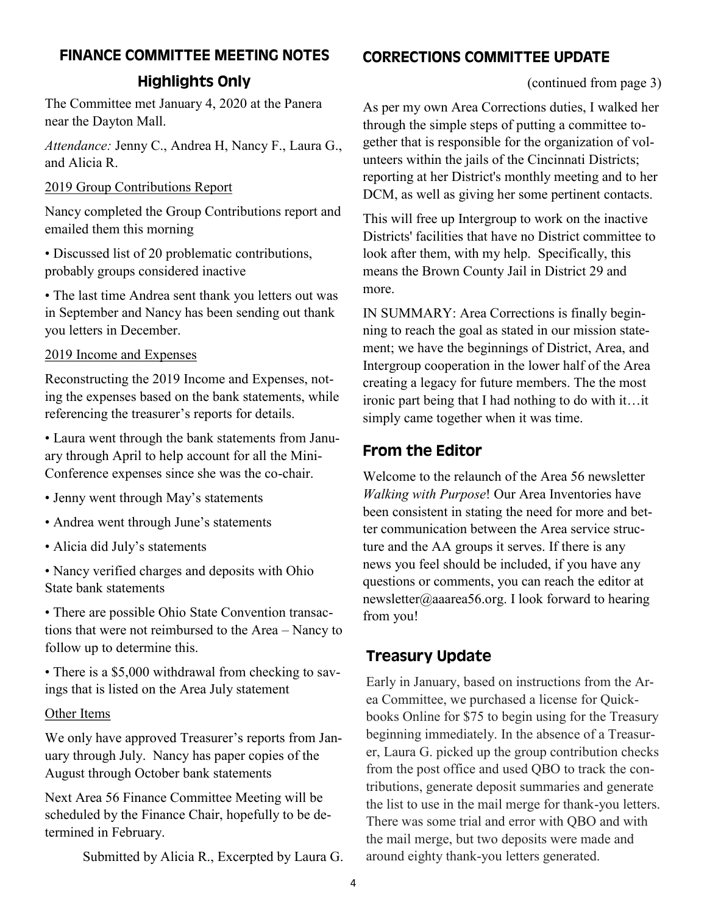## FINANCE COMMITTEE MEETING NOTES

### Highlights Only

The Committee met January 4, 2020 at the Panera near the Dayton Mall.

*Attendance:* Jenny C., Andrea H, Nancy F., Laura G., and Alicia R.

<u>2019 Group Contributions Report</u>

Nancy completed the Group Contributions report and emailed them this morning

- Discussed list of 20 problematic contributions, probably groups considered inactive
- The last time Andrea sent thank you letters out was in September and Nancy has been sending out thank you letters in December.

<u>2019 Income and Expenses</u>

Reconstructing the 2019 Income and Expenses, noting the expenses based on the bank statements, while referencing the treasurer's reports for details.

- Laura went through the bank statements from January through April to help account for all the Mini-Conference expenses since she was the co-chair.
- Jenny went through May's statements
- Andrea went through June's statements
- Alicia did July's statements
- Nancy verified charges and deposits with Ohio State bank statements
- There are possible Ohio State Convention transactions that were not reimbursed to the Area – Nancy to follow up to determine this.
- There is a $5,000 withdrawal from checking to savings that is listed on the Area July statement

<u>Other Items</u>

We only have approved Treasurer's reports from January through July. Nancy has paper copies of the August through October bank statements

Next Area 56 Finance Committee Meeting will be scheduled by the Finance Chair, hopefully to be determined in February.

Submitted by Alicia R., Excerpted by Laura G.

## CORRECTIONS COMMITTEE UPDATE

(continued from page 3)

As per my own Area Corrections duties, I walked her through the simple steps of putting a committee together that is responsible for the organization of volunteers within the jails of the Cincinnati Districts; reporting at her District's monthly meeting and to her DCM, as well as giving her some pertinent contacts.

This will free up Intergroup to work on the inactive Districts' facilities that have no District committee to look after them, with my help. Specifically, this means the Brown County Jail in District 29 and more.

IN SUMMARY: Area Corrections is finally beginning to reach the goal as stated in our mission statement; we have the beginnings of District, Area, and Intergroup cooperation in the lower half of the Area creating a legacy for future members. The the most ironic part being that I had nothing to do with it…it simply came together when it was time.

## From the Editor

Welcome to the relaunch of the Area 56 newsletter *Walking with Purpose*! Our Area Inventories have been consistent in stating the need for more and better communication between the Area service structure and the AA groups it serves. If there is any news you feel should be included, if you have any questions or comments, you can reach the editor at newsletter@aaarea56.org. I look forward to hearing from you!

## Treasury Update

Early in January, based on instructions from the Area Committee, we purchased a license for Quickbooks Online for $75 to begin using for the Treasury beginning immediately. In the absence of a Treasurer, Laura G. picked up the group contribution checks from the post office and used QBO to track the contributions, generate deposit summaries and generate the list to use in the mail merge for thank-you letters. There was some trial and error with QBO and with the mail merge, but two deposits were made and around eighty thank-you letters generated.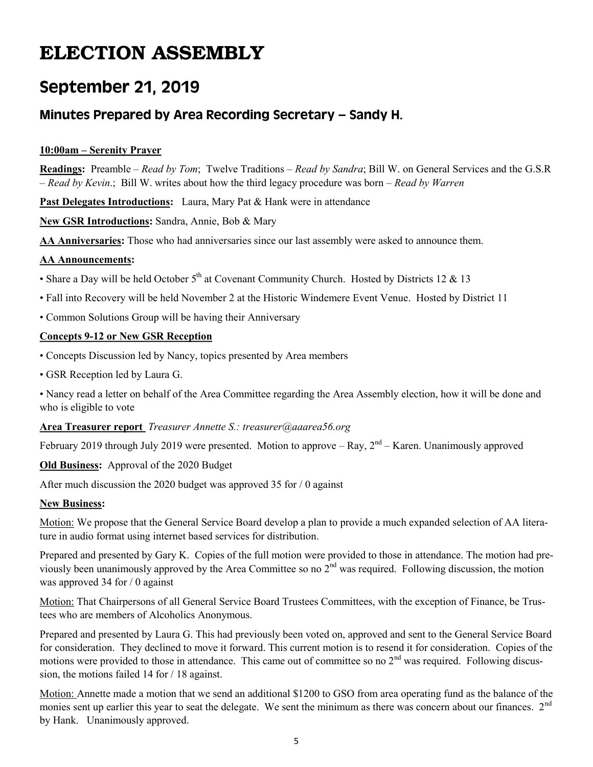# ELECTION ASSEMBLY

## September 21, 2019

### Minutes Prepared by Area Recording Secretary – Sandy H.

**10:00am – Serenity Prayer**

**Readings:** Preamble – *Read by Tom*; Twelve Traditions – *Read by Sandra*; Bill W. on General Services and the G.S.R – *Read by Kevin*.; Bill W. writes about how the third legacy procedure was born – *Read by Warren*

**Past Delegates Introductions:** Laura, Mary Pat & Hank were in attendance

**New GSR Introductions:** Sandra, Annie, Bob & Mary

**AA Anniversaries:** Those who had anniversaries since our last assembly were asked to announce them.

**AA Announcements:**

- Share a Day will be held October 5th at Covenant Community Church. Hosted by Districts 12 & 13
- Fall into Recovery will be held November 2 at the Historic Windemere Event Venue. Hosted by District 11
- Common Solutions Group will be having their Anniversary

**Concepts 9-12 or New GSR Reception**

- Concepts Discussion led by Nancy, topics presented by Area members
- GSR Reception led by Laura G.
- Nancy read a letter on behalf of the Area Committee regarding the Area Assembly election, how it will be done and who is eligible to vote

**Area Treasurer report** *Treasurer Annette S.: treasurer@aaarea56.org*

February 2019 through July 2019 were presented. Motion to approve – Ray, 2nd – Karen. Unanimously approved

**Old Business:** Approval of the 2020 Budget

After much discussion the 2020 budget was approved 35 for / 0 against

**New Business:**

Motion: We propose that the General Service Board develop a plan to provide a much expanded selection of AA literature in audio format using internet based services for distribution.

Prepared and presented by Gary K. Copies of the full motion were provided to those in attendance. The motion had previously been unanimously approved by the Area Committee so no 2nd was required. Following discussion, the motion was approved 34 for / 0 against

Motion: That Chairpersons of all General Service Board Trustees Committees, with the exception of Finance, be Trustees who are members of Alcoholics Anonymous.

Prepared and presented by Laura G. This had previously been voted on, approved and sent to the General Service Board for consideration. They declined to move it forward. This current motion is to resend it for consideration. Copies of the motions were provided to those in attendance. This came out of committee so no 2nd was required. Following discussion, the motions failed 14 for / 18 against.

Motion: Annette made a motion that we send an additional $1200 to GSO from area operating fund as the balance of the monies sent up earlier this year to seat the delegate. We sent the minimum as there was concern about our finances. 2nd by Hank. Unanimously approved.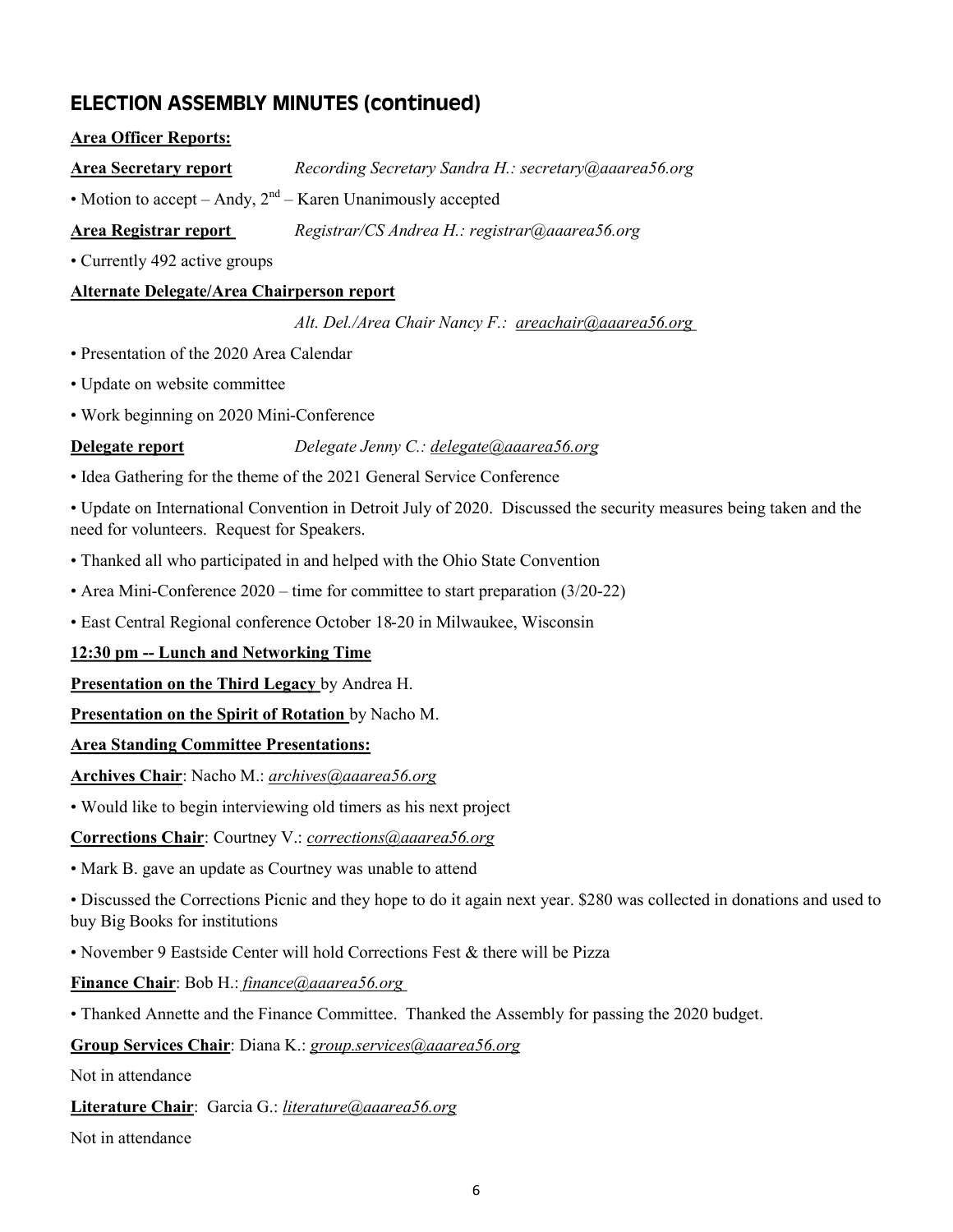## ELECTION ASSEMBLY MINUTES (continued)

**Area Officer Reports:**

**Area Secretary report** *Recording Secretary Sandra H.: secretary@aaarea56.org*

- Motion to accept – Andy, 2nd – Karen Unanimously accepted

**Area Registrar report** *Registrar/CS Andrea H.: registrar@aaarea56.org*

- Currently 492 active groups

**Alternate Delegate/Area Chairperson report**

*Alt. Del./Area Chair Nancy F.: areachair@aaarea56.org*

- Presentation of the 2020 Area Calendar
- Update on website committee
- Work beginning on 2020 Mini-Conference

**Delegate report** *Delegate Jenny C.: delegate@aaarea56.org*

- Idea Gathering for the theme of the 2021 General Service Conference
- Update on International Convention in Detroit July of 2020. Discussed the security measures being taken and the need for volunteers. Request for Speakers.
- Thanked all who participated in and helped with the Ohio State Convention
- Area Mini-Conference 2020 – time for committee to start preparation (3/20-22)
- East Central Regional conference October 18-20 in Milwaukee, Wisconsin

**12:30 pm -- Lunch and Networking Time**

**Presentation on the Third Legacy** by Andrea H.

**Presentation on the Spirit of Rotation** by Nacho M.

**Area Standing Committee Presentations:**

**Archives Chair**: Nacho M.: *archives@aaarea56.org*

- Would like to begin interviewing old timers as his next project

**Corrections Chair**: Courtney V.: *corrections@aaarea56.org*

- Mark B. gave an update as Courtney was unable to attend
- Discussed the Corrections Picnic and they hope to do it again next year. $280 was collected in donations and used to buy Big Books for institutions
- November 9 Eastside Center will hold Corrections Fest & there will be Pizza

**Finance Chair**: Bob H.: *finance@aaarea56.org*

- Thanked Annette and the Finance Committee. Thanked the Assembly for passing the 2020 budget.

**Group Services Chair**: Diana K.: *group.services@aaarea56.org*

Not in attendance

**Literature Chair**: Garcia G.: *literature@aaarea56.org*

Not in attendance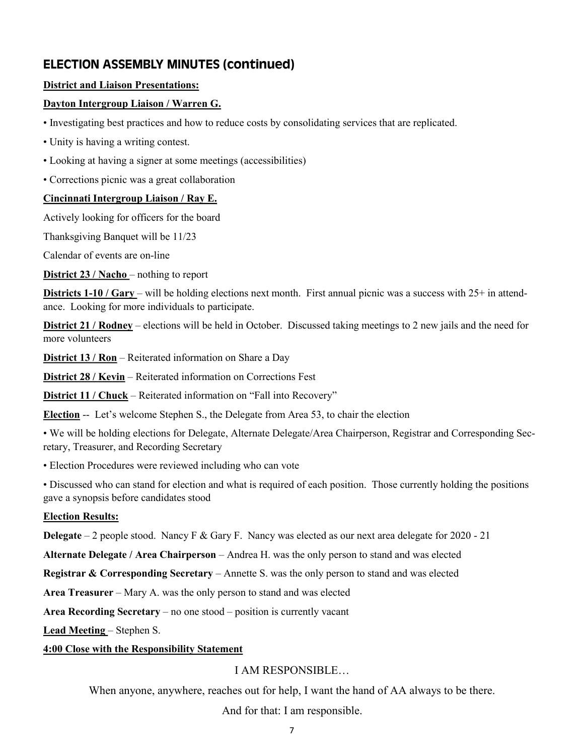## ELECTION ASSEMBLY MINUTES (continued)

**District and Liaison Presentations:**

**Dayton Intergroup Liaison / Warren G.**

- Investigating best practices and how to reduce costs by consolidating services that are replicated.
- Unity is having a writing contest.
- Looking at having a signer at some meetings (accessibilities)
- Corrections picnic was a great collaboration

**Cincinnati Intergroup Liaison / Ray E.**

Actively looking for officers for the board

Thanksgiving Banquet will be 11/23

Calendar of events are on-line

**District 23 / Nacho** – nothing to report

**Districts 1-10 / Gary** – will be holding elections next month. First annual picnic was a success with 25+ in attendance. Looking for more individuals to participate.

**District 21 / Rodney** – elections will be held in October. Discussed taking meetings to 2 new jails and the need for more volunteers

**District 13 / Ron** – Reiterated information on Share a Day

**District 28 / Kevin** – Reiterated information on Corrections Fest

**District 11 / Chuck** – Reiterated information on "Fall into Recovery"

**Election** -- Let's welcome Stephen S., the Delegate from Area 53, to chair the election

- We will be holding elections for Delegate, Alternate Delegate/Area Chairperson, Registrar and Corresponding Secretary, Treasurer, and Recording Secretary
- Election Procedures were reviewed including who can vote
- Discussed who can stand for election and what is required of each position. Those currently holding the positions gave a synopsis before candidates stood

**Election Results:**

**Delegate** – 2 people stood. Nancy F & Gary F. Nancy was elected as our next area delegate for 2020 - 21

**Alternate Delegate / Area Chairperson** – Andrea H. was the only person to stand and was elected

**Registrar & Corresponding Secretary** – Annette S. was the only person to stand and was elected

**Area Treasurer** – Mary A. was the only person to stand and was elected

**Area Recording Secretary** – no one stood – position is currently vacant

**Lead Meeting** – Stephen S.

**4:00 Close with the Responsibility Statement**

I AM RESPONSIBLE…

When anyone, anywhere, reaches out for help, I want the hand of AA always to be there.

And for that: I am responsible.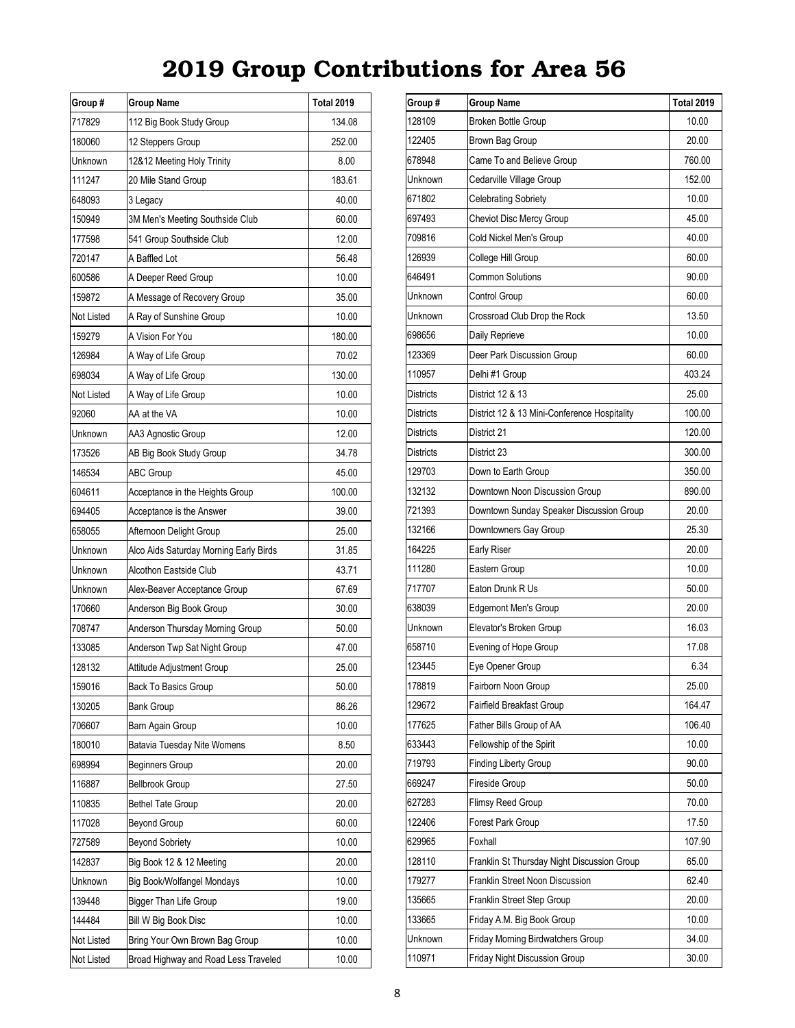# 2019 Group Contributions for Area 56

| Group # | Group Name | Total 2019 |
|---|---|---|
| 717829 | 112 Big Book Study Group | 134.08 |
| 180060 | 12 Steppers Group | 252.00 |
| Unknown | 12&12 Meeting Holy Trinity | 8.00 |
| 111247 | 20 Mile Stand Group | 183.61 |
| 648093 | 3 Legacy | 40.00 |
| 150949 | 3M Men's Meeting Southside Club | 60.00 |
| 177598 | 541 Group Southside Club | 12.00 |
| 720147 | A Baffled Lot | 56.48 |
| 600586 | A Deeper Reed Group | 10.00 |
| 159872 | A Message of Recovery Group | 35.00 |
| Not Listed | A Ray of Sunshine Group | 10.00 |
| 159279 | A Vision For You | 180.00 |
| 126984 | A Way of Life Group | 70.02 |
| 698034 | A Way of Life Group | 130.00 |
| Not Listed | A Way of Life Group | 10.00 |
| 92060 | AA at the VA | 10.00 |
| Unknown | AA3 Agnostic Group | 12.00 |
| 173526 | AB Big Book Study Group | 34.78 |
| 146534 | ABC Group | 45.00 |
| 604611 | Acceptance in the Heights Group | 100.00 |
| 694405 | Acceptance is the Answer | 39.00 |
| 658055 | Afternoon Delight Group | 25.00 |
| Unknown | Alco Aids Saturday Morning Early Birds | 31.85 |
| Unknown | Alcothon Eastside Club | 43.71 |
| Unknown | Alex-Beaver Acceptance Group | 67.69 |
| 170660 | Anderson Big Book Group | 30.00 |
| 708747 | Anderson Thursday Morning Group | 50.00 |
| 133085 | Anderson Twp Sat Night Group | 47.00 |
| 128132 | Attitude Adjustment Group | 25.00 |
| 159016 | Back To Basics Group | 50.00 |
| 130205 | Bank Group | 86.26 |
| 706607 | Barn Again Group | 10.00 |
| 180010 | Batavia Tuesday Nite Womens | 8.50 |
| 698994 | Beginners Group | 20.00 |
| 116887 | Bellbrook Group | 27.50 |
| 110835 | Bethel Tate Group | 20.00 |
| 117028 | Beyond Group | 60.00 |
| 727589 | Beyond Sobriety | 10.00 |
| 142837 | Big Book 12 & 12 Meeting | 20.00 |
| Unknown | Big Book/Wolfangel Mondays | 10.00 |
| 139448 | Bigger Than Life Group | 19.00 |
| 144484 | Bill W Big Book Disc | 10.00 |
| Not Listed | Bring Your Own Brown Bag Group | 10.00 |
| Not Listed | Broad Highway and Road Less Traveled | 10.00 |
| 128109 | Broken Bottle Group | 10.00 |
| 122405 | Brown Bag Group | 20.00 |
| 678948 | Came To and Believe Group | 760.00 |
| Unknown | Cedarville Village Group | 152.00 |
| 671802 | Celebrating Sobriety | 10.00 |
| 697493 | Cheviot Disc Mercy Group | 45.00 |
| 709816 | Cold Nickel Men's Group | 40.00 |
| 126939 | College Hill Group | 60.00 |
| 646491 | Common Solutions | 90.00 |
| Unknown | Control Group | 60.00 |
| Unknown | Crossroad Club Drop the Rock | 13.50 |
| 698656 | Daily Reprieve | 10.00 |
| 123369 | Deer Park Discussion Group | 60.00 |
| 110957 | Delhi #1 Group | 403.24 |
| Districts | District 12 & 13 | 25.00 |
| Districts | District 12 & 13 Mini-Conference Hospitality | 100.00 |
| Districts | District 21 | 120.00 |
| Districts | District 23 | 300.00 |
| 129703 | Down to Earth Group | 350.00 |
| 132132 | Downtown Noon Discussion Group | 890.00 |
| 721393 | Downtown Sunday Speaker Discussion Group | 20.00 |
| 132166 | Downtowners Gay Group | 25.30 |
| 164225 | Early Riser | 20.00 |
| 111280 | Eastern Group | 10.00 |
| 717707 | Eaton Drunk R Us | 50.00 |
| 638039 | Edgemont Men's Group | 20.00 |
| Unknown | Elevator's Broken Group | 16.03 |
| 658710 | Evening of Hope Group | 17.08 |
| 123445 | Eye Opener Group | 6.34 |
| 178819 | Fairborn Noon Group | 25.00 |
| 129672 | Fairfield Breakfast Group | 164.47 |
| 177625 | Father Bills Group of AA | 106.40 |
| 633443 | Fellowship of the Spirit | 10.00 |
| 719793 | Finding Liberty Group | 90.00 |
| 669247 | Fireside Group | 50.00 |
| 627283 | Flimsy Reed Group | 70.00 |
| 122406 | Forest Park Group | 17.50 |
| 629965 | Foxhall | 107.90 |
| 128110 | Franklin St Thursday Night Discussion Group | 65.00 |
| 179277 | Franklin Street Noon Discussion | 62.40 |
| 135665 | Franklin Street Step Group | 20.00 |
| 133665 | Friday A.M. Big Book Group | 10.00 |
| Unknown | Friday Morning Birdwatchers Group | 34.00 |
| 110971 | Friday Night Discussion Group | 30.00 |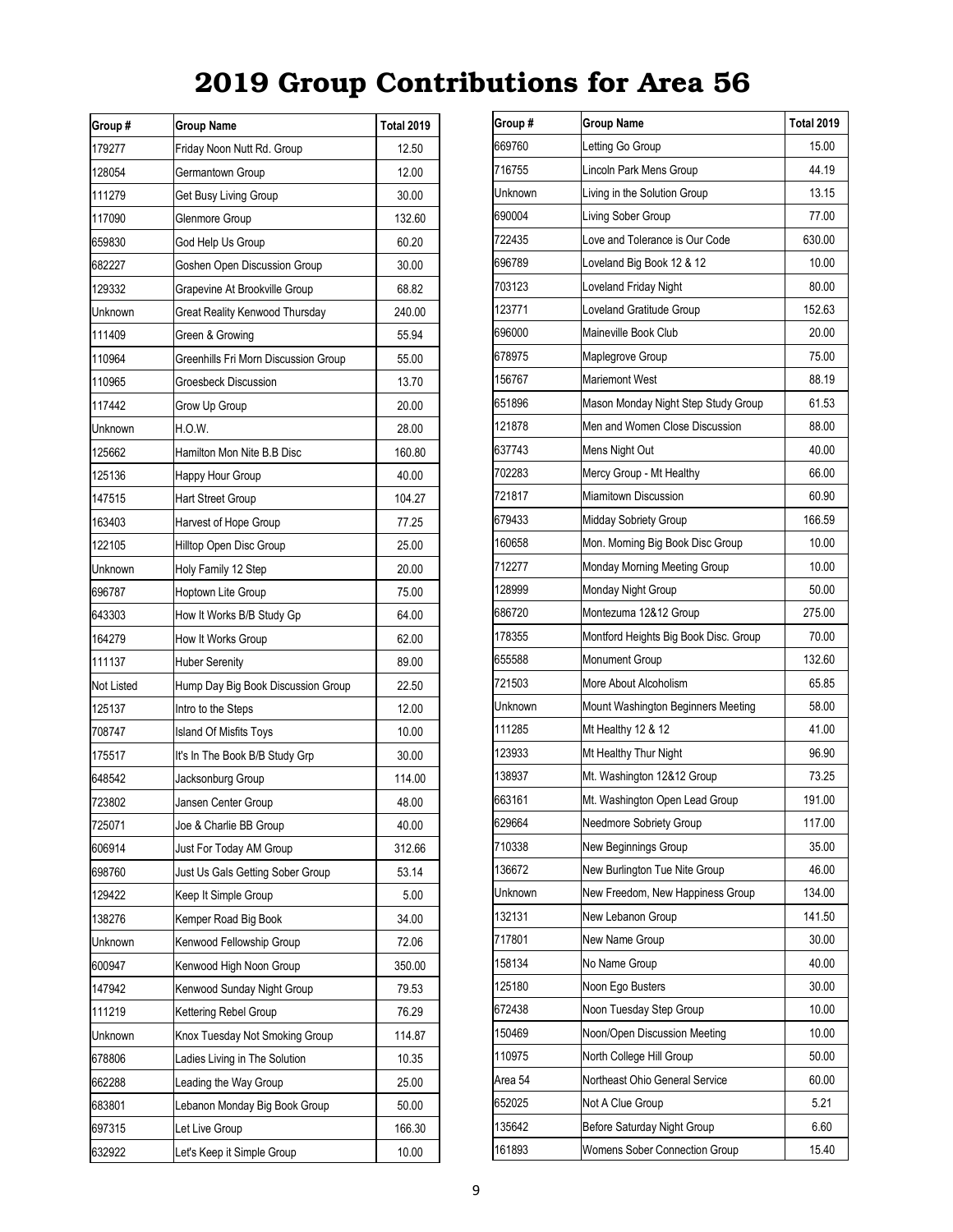# 2019 Group Contributions for Area 56

| Group # | Group Name | Total 2019 |
|---|---|---|
| 179277 | Friday Noon Nutt Rd. Group | 12.50 |
| 128054 | Germantown Group | 12.00 |
| 111279 | Get Busy Living Group | 30.00 |
| 117090 | Glenmore Group | 132.60 |
| 659830 | God Help Us Group | 60.20 |
| 682227 | Goshen Open Discussion Group | 30.00 |
| 129332 | Grapevine At Brookville Group | 68.82 |
| Unknown | Great Reality Kenwood Thursday | 240.00 |
| 111409 | Green & Growing | 55.94 |
| 110964 | Greenhills Fri Morn Discussion Group | 55.00 |
| 110965 | Groesbeck Discussion | 13.70 |
| 117442 | Grow Up Group | 20.00 |
| Unknown | H.O.W. | 28.00 |
| 125662 | Hamilton Mon Nite B.B Disc | 160.80 |
| 125136 | Happy Hour Group | 40.00 |
| 147515 | Hart Street Group | 104.27 |
| 163403 | Harvest of Hope Group | 77.25 |
| 122105 | Hilltop Open Disc Group | 25.00 |
| Unknown | Holy Family 12 Step | 20.00 |
| 696787 | Hoptown Lite Group | 75.00 |
| 643303 | How It Works B/B Study Gp | 64.00 |
| 164279 | How It Works Group | 62.00 |
| 111137 | Huber Serenity | 89.00 |
| Not Listed | Hump Day Big Book Discussion Group | 22.50 |
| 125137 | Intro to the Steps | 12.00 |
| 708747 | Island Of Misfits Toys | 10.00 |
| 175517 | It's In The Book B/B Study Grp | 30.00 |
| 648542 | Jacksonburg Group | 114.00 |
| 723802 | Jansen Center Group | 48.00 |
| 725071 | Joe & Charlie BB Group | 40.00 |
| 606914 | Just For Today AM Group | 312.66 |
| 698760 | Just Us Gals Getting Sober Group | 53.14 |
| 129422 | Keep It Simple Group | 5.00 |
| 138276 | Kemper Road Big Book | 34.00 |
| Unknown | Kenwood Fellowship Group | 72.06 |
| 600947 | Kenwood High Noon Group | 350.00 |
| 147942 | Kenwood Sunday Night Group | 79.53 |
| 111219 | Kettering Rebel Group | 76.29 |
| Unknown | Knox Tuesday Not Smoking Group | 114.87 |
| 678806 | Ladies Living in The Solution | 10.35 |
| 662288 | Leading the Way Group | 25.00 |
| 683801 | Lebanon Monday Big Book Group | 50.00 |
| 697315 | Let Live Group | 166.30 |
| 632922 | Let's Keep it Simple Group | 10.00 |
| 669760 | Letting Go Group | 15.00 |
| 716755 | Lincoln Park Mens Group | 44.19 |
| Unknown | Living in the Solution Group | 13.15 |
| 690004 | Living Sober Group | 77.00 |
| 722435 | Love and Tolerance is Our Code | 630.00 |
| 696789 | Loveland Big Book 12 & 12 | 10.00 |
| 703123 | Loveland Friday Night | 80.00 |
| 123771 | Loveland Gratitude Group | 152.63 |
| 696000 | Maineville Book Club | 20.00 |
| 678975 | Maplegrove Group | 75.00 |
| 156767 | Mariemont West | 88.19 |
| 651896 | Mason Monday Night Step Study Group | 61.53 |
| 121878 | Men and Women Close Discussion | 88.00 |
| 637743 | Mens Night Out | 40.00 |
| 702283 | Mercy Group - Mt Healthy | 66.00 |
| 721817 | Miamitown Discussion | 60.90 |
| 679433 | Midday Sobriety Group | 166.59 |
| 160658 | Mon. Morning Big Book Disc Group | 10.00 |
| 712277 | Monday Morning Meeting Group | 10.00 |
| 128999 | Monday Night Group | 50.00 |
| 686720 | Montezuma 12&12 Group | 275.00 |
| 178355 | Montford Heights Big Book Disc. Group | 70.00 |
| 655588 | Monument Group | 132.60 |
| 721503 | More About Alcoholism | 65.85 |
| Unknown | Mount Washington Beginners Meeting | 58.00 |
| 111285 | Mt Healthy 12 & 12 | 41.00 |
| 123933 | Mt Healthy Thur Night | 96.90 |
| 138937 | Mt. Washington 12&12 Group | 73.25 |
| 663161 | Mt. Washington Open Lead Group | 191.00 |
| 629664 | Needmore Sobriety Group | 117.00 |
| 710338 | New Beginnings Group | 35.00 |
| 136672 | New Burlington Tue Nite Group | 46.00 |
| Unknown | New Freedom, New Happiness Group | 134.00 |
| 132131 | New Lebanon Group | 141.50 |
| 717801 | New Name Group | 30.00 |
| 158134 | No Name Group | 40.00 |
| 125180 | Noon Ego Busters | 30.00 |
| 672438 | Noon Tuesday Step Group | 10.00 |
| 150469 | Noon/Open Discussion Meeting | 10.00 |
| 110975 | North College Hill Group | 50.00 |
| Area 54 | Northeast Ohio General Service | 60.00 |
| 652025 | Not A Clue Group | 5.21 |
| 135642 | Before Saturday Night Group | 6.60 |
| 161893 | Womens Sober Connection Group | 15.40 |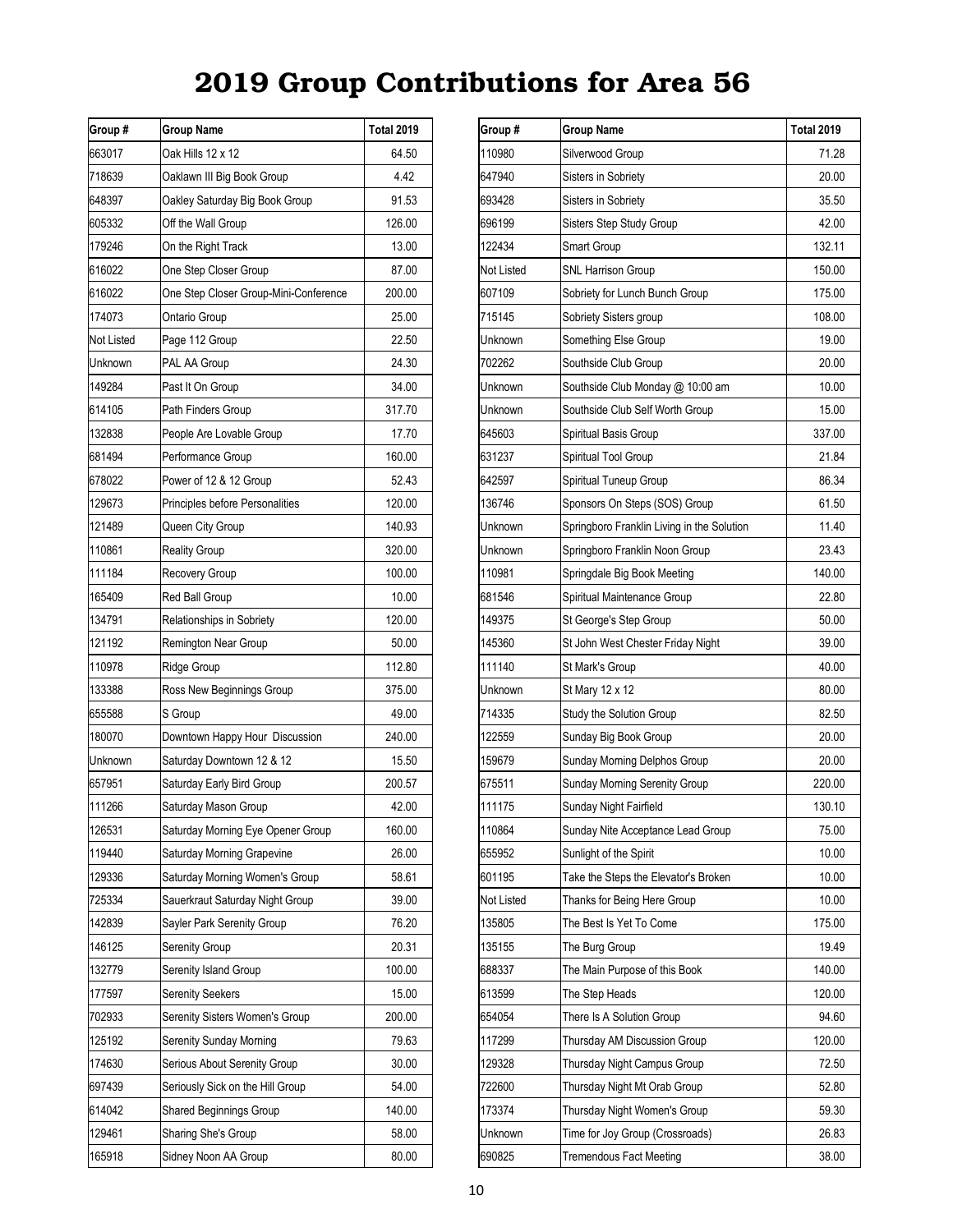# 2019 Group Contributions for Area 56

| Group # | Group Name | Total 2019 |
|---|---|---|
| 663017 | Oak Hills 12 x 12 | 64.50 |
| 718639 | Oaklawn III Big Book Group | 4.42 |
| 648397 | Oakley Saturday Big Book Group | 91.53 |
| 605332 | Off the Wall Group | 126.00 |
| 179246 | On the Right Track | 13.00 |
| 616022 | One Step Closer Group | 87.00 |
| 616022 | One Step Closer Group-Mini-Conference | 200.00 |
| 174073 | Ontario Group | 25.00 |
| Not Listed | Page 112 Group | 22.50 |
| Unknown | PAL AA Group | 24.30 |
| 149284 | Past It On Group | 34.00 |
| 614105 | Path Finders Group | 317.70 |
| 132838 | People Are Lovable Group | 17.70 |
| 681494 | Performance Group | 160.00 |
| 678022 | Power of 12 & 12 Group | 52.43 |
| 129673 | Principles before Personalities | 120.00 |
| 121489 | Queen City Group | 140.93 |
| 110861 | Reality Group | 320.00 |
| 111184 | Recovery Group | 100.00 |
| 165409 | Red Ball Group | 10.00 |
| 134791 | Relationships in Sobriety | 120.00 |
| 121192 | Remington Near Group | 50.00 |
| 110978 | Ridge Group | 112.80 |
| 133388 | Ross New Beginnings Group | 375.00 |
| 655588 | S Group | 49.00 |
| 180070 | Downtown Happy Hour Discussion | 240.00 |
| Unknown | Saturday Downtown 12 & 12 | 15.50 |
| 657951 | Saturday Early Bird Group | 200.57 |
| 111266 | Saturday Mason Group | 42.00 |
| 126531 | Saturday Morning Eye Opener Group | 160.00 |
| 119440 | Saturday Morning Grapevine | 26.00 |
| 129336 | Saturday Morning Women's Group | 58.61 |
| 725334 | Sauerkraut Saturday Night Group | 39.00 |
| 142839 | Sayler Park Serenity Group | 76.20 |
| 146125 | Serenity Group | 20.31 |
| 132779 | Serenity Island Group | 100.00 |
| 177597 | Serenity Seekers | 15.00 |
| 702933 | Serenity Sisters Women's Group | 200.00 |
| 125192 | Serenity Sunday Morning | 79.63 |
| 174630 | Serious About Serenity Group | 30.00 |
| 697439 | Seriously Sick on the Hill Group | 54.00 |
| 614042 | Shared Beginnings Group | 140.00 |
| 129461 | Sharing She's Group | 58.00 |
| 165918 | Sidney Noon AA Group | 80.00 |
| 110980 | Silverwood Group | 71.28 |
| 647940 | Sisters in Sobriety | 20.00 |
| 693428 | Sisters in Sobriety | 35.50 |
| 696199 | Sisters Step Study Group | 42.00 |
| 122434 | Smart Group | 132.11 |
| Not Listed | SNL Harrison Group | 150.00 |
| 607109 | Sobriety for Lunch Bunch Group | 175.00 |
| 715145 | Sobriety Sisters group | 108.00 |
| Unknown | Something Else Group | 19.00 |
| 702262 | Southside Club Group | 20.00 |
| Unknown | Southside Club Monday @ 10:00 am | 10.00 |
| Unknown | Southside Club Self Worth Group | 15.00 |
| 645603 | Spiritual Basis Group | 337.00 |
| 631237 | Spiritual Tool Group | 21.84 |
| 642597 | Spiritual Tuneup Group | 86.34 |
| 136746 | Sponsors On Steps (SOS) Group | 61.50 |
| Unknown | Springboro Franklin Living in the Solution | 11.40 |
| Unknown | Springboro Franklin Noon Group | 23.43 |
| 110981 | Springdale Big Book Meeting | 140.00 |
| 681546 | Spiritual Maintenance Group | 22.80 |
| 149375 | St George's Step Group | 50.00 |
| 145360 | St John West Chester Friday Night | 39.00 |
| 111140 | St Mark's Group | 40.00 |
| Unknown | St Mary 12 x 12 | 80.00 |
| 714335 | Study the Solution Group | 82.50 |
| 122559 | Sunday Big Book Group | 20.00 |
| 159679 | Sunday Morning Delphos Group | 20.00 |
| 675511 | Sunday Morning Serenity Group | 220.00 |
| 111175 | Sunday Night Fairfield | 130.10 |
| 110864 | Sunday Nite Acceptance Lead Group | 75.00 |
| 655952 | Sunlight of the Spirit | 10.00 |
| 601195 | Take the Steps the Elevator's Broken | 10.00 |
| Not Listed | Thanks for Being Here Group | 10.00 |
| 135805 | The Best Is Yet To Come | 175.00 |
| 135155 | The Burg Group | 19.49 |
| 688337 | The Main Purpose of this Book | 140.00 |
| 613599 | The Step Heads | 120.00 |
| 654054 | There Is A Solution Group | 94.60 |
| 117299 | Thursday AM Discussion Group | 120.00 |
| 129328 | Thursday Night Campus Group | 72.50 |
| 722600 | Thursday Night Mt Orab Group | 52.80 |
| 173374 | Thursday Night Women's Group | 59.30 |
| Unknown | Time for Joy Group (Crossroads) | 26.83 |
| 690825 | Tremendous Fact Meeting | 38.00 |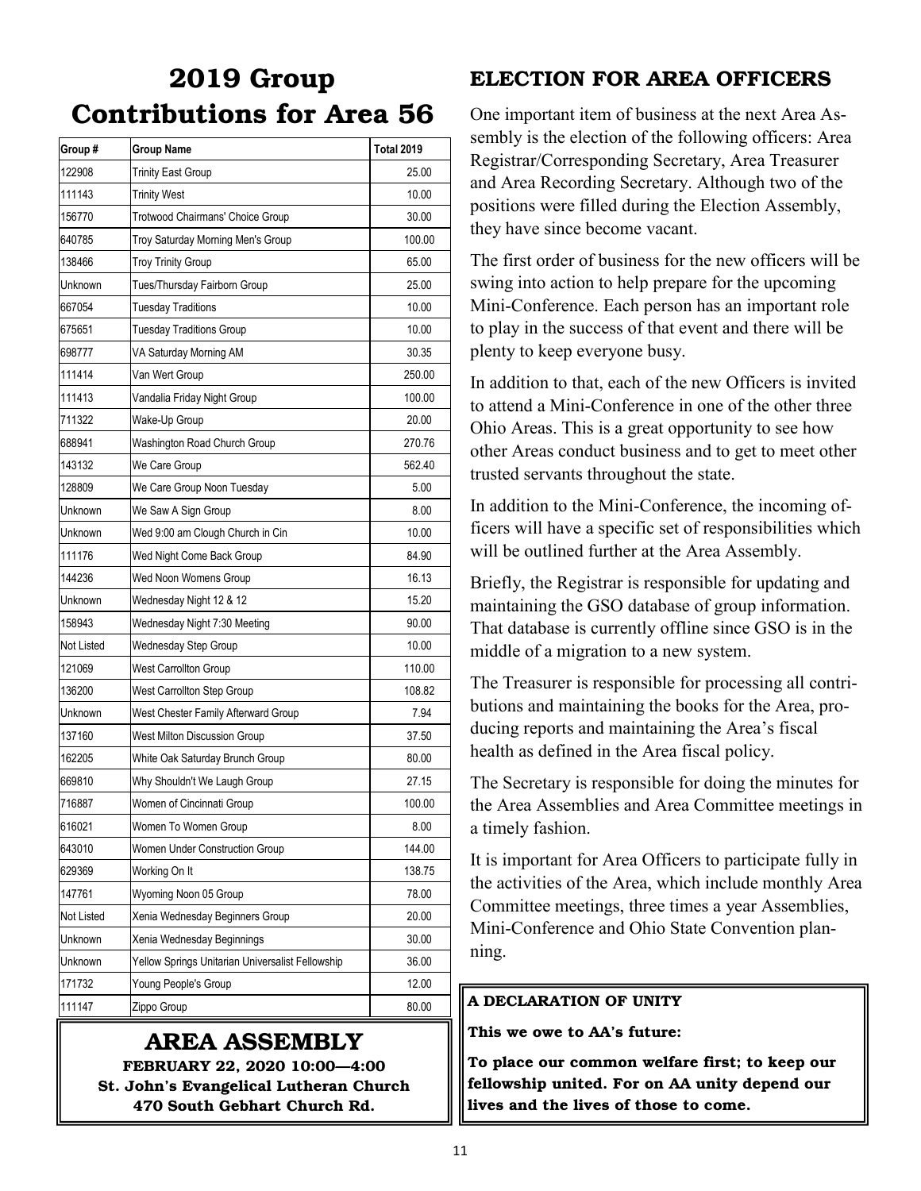# 2019 Group Contributions for Area 56

| Group # | Group Name | Total 2019 |
|---|---|---|
| 122908 | Trinity East Group | 25.00 |
| 111143 | Trinity West | 10.00 |
| 156770 | Trotwood Chairmans' Choice Group | 30.00 |
| 640785 | Troy Saturday Morning Men's Group | 100.00 |
| 138466 | Troy Trinity Group | 65.00 |
| Unknown | Tues/Thursday Fairborn Group | 25.00 |
| 667054 | Tuesday Traditions | 10.00 |
| 675651 | Tuesday Traditions Group | 10.00 |
| 698777 | VA Saturday Morning AM | 30.35 |
| 111414 | Van Wert Group | 250.00 |
| 111413 | Vandalia Friday Night Group | 100.00 |
| 711322 | Wake-Up Group | 20.00 |
| 688941 | Washington Road Church Group | 270.76 |
| 143132 | We Care Group | 562.40 |
| 128809 | We Care Group Noon Tuesday | 5.00 |
| Unknown | We Saw A Sign Group | 8.00 |
| Unknown | Wed 9:00 am Clough Church in Cin | 10.00 |
| 111176 | Wed Night Come Back Group | 84.90 |
| 144236 | Wed Noon Womens Group | 16.13 |
| Unknown | Wednesday Night 12 & 12 | 15.20 |
| 158943 | Wednesday Night 7:30 Meeting | 90.00 |
| Not Listed | Wednesday Step Group | 10.00 |
| 121069 | West Carrollton Group | 110.00 |
| 136200 | West Carrollton Step Group | 108.82 |
| Unknown | West Chester Family Afterward Group | 7.94 |
| 137160 | West Milton Discussion Group | 37.50 |
| 162205 | White Oak Saturday Brunch Group | 80.00 |
| 669810 | Why Shouldn't We Laugh Group | 27.15 |
| 716887 | Women of Cincinnati Group | 100.00 |
| 616021 | Women To Women Group | 8.00 |
| 643010 | Women Under Construction Group | 144.00 |
| 629369 | Working On It | 138.75 |
| 147761 | Wyoming Noon 05 Group | 78.00 |
| Not Listed | Xenia Wednesday Beginners Group | 20.00 |
| Unknown | Xenia Wednesday Beginnings | 30.00 |
| Unknown | Yellow Springs Unitarian Universalist Fellowship | 36.00 |
| 171732 | Young People's Group | 12.00 |
| 111147 | Zippo Group | 80.00 |

## AREA ASSEMBLY

**FEBRUARY 22, 2020 10:00—4:00**
**St. John's Evangelical Lutheran Church**
**470 South Gebhart Church Rd.**

## ELECTION FOR AREA OFFICERS

One important item of business at the next Area Assembly is the election of the following officers: Area Registrar/Corresponding Secretary, Area Treasurer and Area Recording Secretary. Although two of the positions were filled during the Election Assembly, they have since become vacant.

The first order of business for the new officers will be swing into action to help prepare for the upcoming Mini-Conference. Each person has an important role to play in the success of that event and there will be plenty to keep everyone busy.

In addition to that, each of the new Officers is invited to attend a Mini-Conference in one of the other three Ohio Areas. This is a great opportunity to see how other Areas conduct business and to get to meet other trusted servants throughout the state.

In addition to the Mini-Conference, the incoming officers will have a specific set of responsibilities which will be outlined further at the Area Assembly.

Briefly, the Registrar is responsible for updating and maintaining the GSO database of group information. That database is currently offline since GSO is in the middle of a migration to a new system.

The Treasurer is responsible for processing all contributions and maintaining the books for the Area, producing reports and maintaining the Area's fiscal health as defined in the Area fiscal policy.

The Secretary is responsible for doing the minutes for the Area Assemblies and Area Committee meetings in a timely fashion.

It is important for Area Officers to participate fully in the activities of the Area, which include monthly Area Committee meetings, three times a year Assemblies, Mini-Conference and Ohio State Convention planning.

**A DECLARATION OF UNITY**

**This we owe to AA's future:**

**To place our common welfare first; to keep our fellowship united. For on AA unity depend our lives and the lives of those to come.**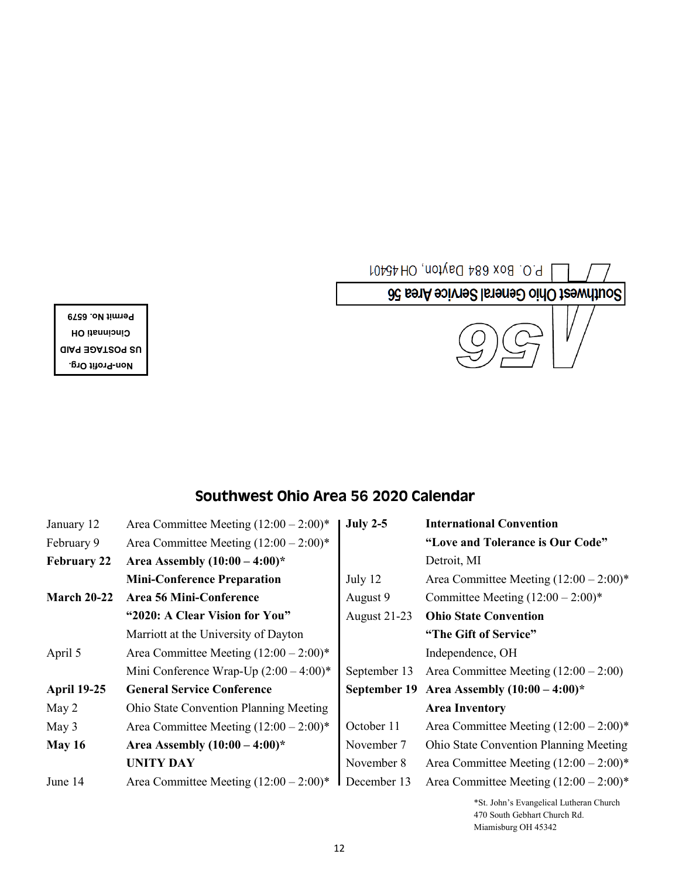Non-Profit Org.
US POSTAGE PAID
Cincinnati OH
Permit No. 6579

A56

Southwest Ohio General Service Area 56

P.O. Box 684 Dayton, OH 45401

## Southwest Ohio Area 56 2020 Calendar

| | |
|---|---|
| January 12 | Area Committee Meeting (12:00 – 2:00)* |
| February 9 | Area Committee Meeting (12:00 – 2:00)* |
| **February 22** | **Area Assembly (10:00 – 4:00)*** |
| | **Mini-Conference Preparation** |
| **March 20-22** | **Area 56 Mini-Conference** |
| | **"2020: A Clear Vision for You"** |
| | Marriott at the University of Dayton |
| April 5 | Area Committee Meeting (12:00 – 2:00)* |
| | Mini Conference Wrap-Up (2:00 – 4:00)* |
| **April 19-25** | **General Service Conference** |
| May 2 | Ohio State Convention Planning Meeting |
| May 3 | Area Committee Meeting (12:00 – 2:00)* |
| **May 16** | **Area Assembly (10:00 – 4:00)*** |
| | **UNITY DAY** |
| June 14 | Area Committee Meeting (12:00 – 2:00)* |
| **July 2-5** | **International Convention** |
| | **"Love and Tolerance is Our Code"** |
| | Detroit, MI |
| July 12 | Area Committee Meeting (12:00 – 2:00)* |
| August 9 | Committee Meeting (12:00 – 2:00)* |
| August 21-23 | **Ohio State Convention** |
| | **"The Gift of Service"** |
| | Independence, OH |
| September 13 | Area Committee Meeting (12:00 – 2:00) |
| **September 19** | **Area Assembly (10:00 – 4:00)*** |
| | **Area Inventory** |
| October 11 | Area Committee Meeting (12:00 – 2:00)* |
| November 7 | Ohio State Convention Planning Meeting |
| November 8 | Area Committee Meeting (12:00 – 2:00)* |
| December 13 | Area Committee Meeting (12:00 – 2:00)* |

*St. John's Evangelical Lutheran Church
470 South Gebhart Church Rd.
Miamisburg OH 45342